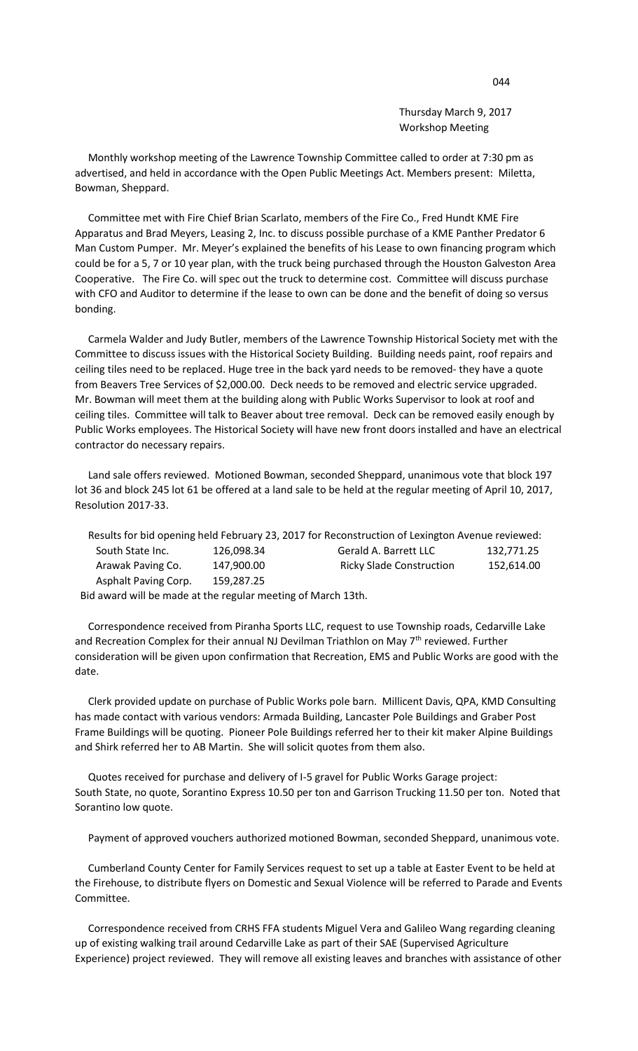Thursday March 9, 2017
Workshop Meeting

Monthly workshop meeting of the Lawrence Township Committee called to order at 7:30 pm as advertised, and held in accordance with the Open Public Meetings Act. Members present: Miletta, Bowman, Sheppard.

Committee met with Fire Chief Brian Scarlato, members of the Fire Co., Fred Hundt KME Fire Apparatus and Brad Meyers, Leasing 2, Inc. to discuss possible purchase of a KME Panther Predator 6 Man Custom Pumper. Mr. Meyer's explained the benefits of his Lease to own financing program which could be for a 5, 7 or 10 year plan, with the truck being purchased through the Houston Galveston Area Cooperative. The Fire Co. will spec out the truck to determine cost. Committee will discuss purchase with CFO and Auditor to determine if the lease to own can be done and the benefit of doing so versus bonding.

Carmela Walder and Judy Butler, members of the Lawrence Township Historical Society met with the Committee to discuss issues with the Historical Society Building. Building needs paint, roof repairs and ceiling tiles need to be replaced. Huge tree in the back yard needs to be removed- they have a quote from Beavers Tree Services of $2,000.00. Deck needs to be removed and electric service upgraded. Mr. Bowman will meet them at the building along with Public Works Supervisor to look at roof and ceiling tiles. Committee will talk to Beaver about tree removal. Deck can be removed easily enough by Public Works employees. The Historical Society will have new front doors installed and have an electrical contractor do necessary repairs.

Land sale offers reviewed. Motioned Bowman, seconded Sheppard, unanimous vote that block 197 lot 36 and block 245 lot 61 be offered at a land sale to be held at the regular meeting of April 10, 2017, Resolution 2017-33.

Results for bid opening held February 23, 2017 for Reconstruction of Lexington Avenue reviewed:

| | | | |
|---|---|---|---|
| South State Inc. | 126,098.34 | Gerald A. Barrett LLC | 132,771.25 |
| Arawak Paving Co. | 147,900.00 | Ricky Slade Construction | 152,614.00 |
| Asphalt Paving Corp. | 159,287.25 | | |

Bid award will be made at the regular meeting of March 13th.

Correspondence received from Piranha Sports LLC, request to use Township roads, Cedarville Lake and Recreation Complex for their annual NJ Devilman Triathlon on May 7th reviewed. Further consideration will be given upon confirmation that Recreation, EMS and Public Works are good with the date.

Clerk provided update on purchase of Public Works pole barn. Millicent Davis, QPA, KMD Consulting has made contact with various vendors: Armada Building, Lancaster Pole Buildings and Graber Post Frame Buildings will be quoting. Pioneer Pole Buildings referred her to their kit maker Alpine Buildings and Shirk referred her to AB Martin. She will solicit quotes from them also.

Quotes received for purchase and delivery of I-5 gravel for Public Works Garage project: South State, no quote, Sorantino Express 10.50 per ton and Garrison Trucking 11.50 per ton. Noted that Sorantino low quote.

Payment of approved vouchers authorized motioned Bowman, seconded Sheppard, unanimous vote.

Cumberland County Center for Family Services request to set up a table at Easter Event to be held at the Firehouse, to distribute flyers on Domestic and Sexual Violence will be referred to Parade and Events Committee.

Correspondence received from CRHS FFA students Miguel Vera and Galileo Wang regarding cleaning up of existing walking trail around Cedarville Lake as part of their SAE (Supervised Agriculture Experience) project reviewed. They will remove all existing leaves and branches with assistance of other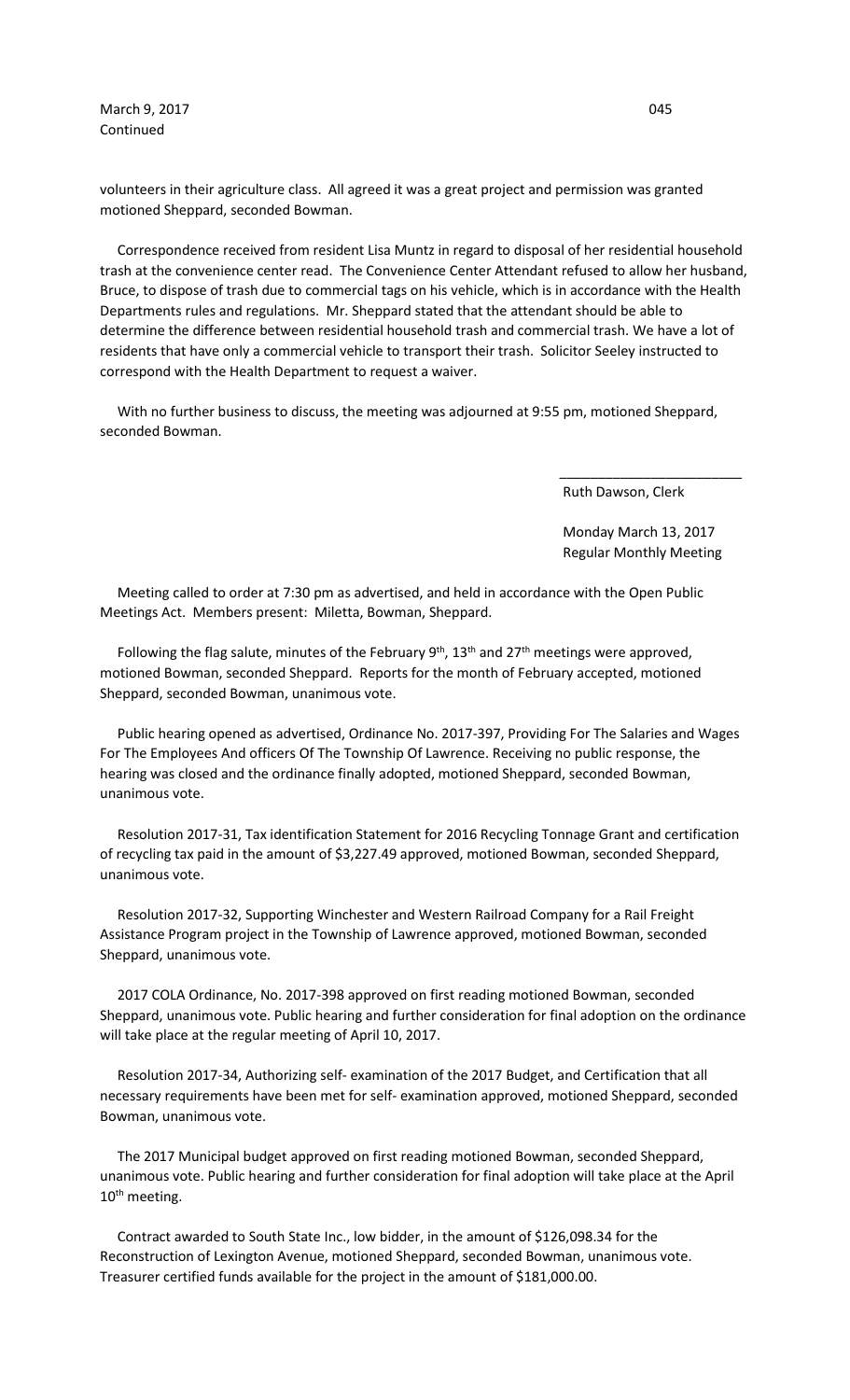volunteers in their agriculture class. All agreed it was a great project and permission was granted motioned Sheppard, seconded Bowman.

Correspondence received from resident Lisa Muntz in regard to disposal of her residential household trash at the convenience center read. The Convenience Center Attendant refused to allow her husband, Bruce, to dispose of trash due to commercial tags on his vehicle, which is in accordance with the Health Departments rules and regulations. Mr. Sheppard stated that the attendant should be able to determine the difference between residential household trash and commercial trash. We have a lot of residents that have only a commercial vehicle to transport their trash. Solicitor Seeley instructed to correspond with the Health Department to request a waiver.

With no further business to discuss, the meeting was adjourned at 9:55 pm, motioned Sheppard, seconded Bowman.

\_\_\_\_\_\_\_\_\_\_\_\_\_\_\_\_\_\_\_\_\_\_\_\_

Ruth Dawson, Clerk

Monday March 13, 2017
Regular Monthly Meeting

Meeting called to order at 7:30 pm as advertised, and held in accordance with the Open Public Meetings Act. Members present: Miletta, Bowman, Sheppard.

Following the flag salute, minutes of the February 9th, 13th and 27th meetings were approved, motioned Bowman, seconded Sheppard. Reports for the month of February accepted, motioned Sheppard, seconded Bowman, unanimous vote.

Public hearing opened as advertised, Ordinance No. 2017-397, Providing For The Salaries and Wages For The Employees And officers Of The Township Of Lawrence. Receiving no public response, the hearing was closed and the ordinance finally adopted, motioned Sheppard, seconded Bowman, unanimous vote.

Resolution 2017-31, Tax identification Statement for 2016 Recycling Tonnage Grant and certification of recycling tax paid in the amount of $3,227.49 approved, motioned Bowman, seconded Sheppard, unanimous vote.

Resolution 2017-32, Supporting Winchester and Western Railroad Company for a Rail Freight Assistance Program project in the Township of Lawrence approved, motioned Bowman, seconded Sheppard, unanimous vote.

2017 COLA Ordinance, No. 2017-398 approved on first reading motioned Bowman, seconded Sheppard, unanimous vote. Public hearing and further consideration for final adoption on the ordinance will take place at the regular meeting of April 10, 2017.

Resolution 2017-34, Authorizing self- examination of the 2017 Budget, and Certification that all necessary requirements have been met for self- examination approved, motioned Sheppard, seconded Bowman, unanimous vote.

The 2017 Municipal budget approved on first reading motioned Bowman, seconded Sheppard, unanimous vote. Public hearing and further consideration for final adoption will take place at the April 10th meeting.

Contract awarded to South State Inc., low bidder, in the amount of $126,098.34 for the Reconstruction of Lexington Avenue, motioned Sheppard, seconded Bowman, unanimous vote. Treasurer certified funds available for the project in the amount of $181,000.00.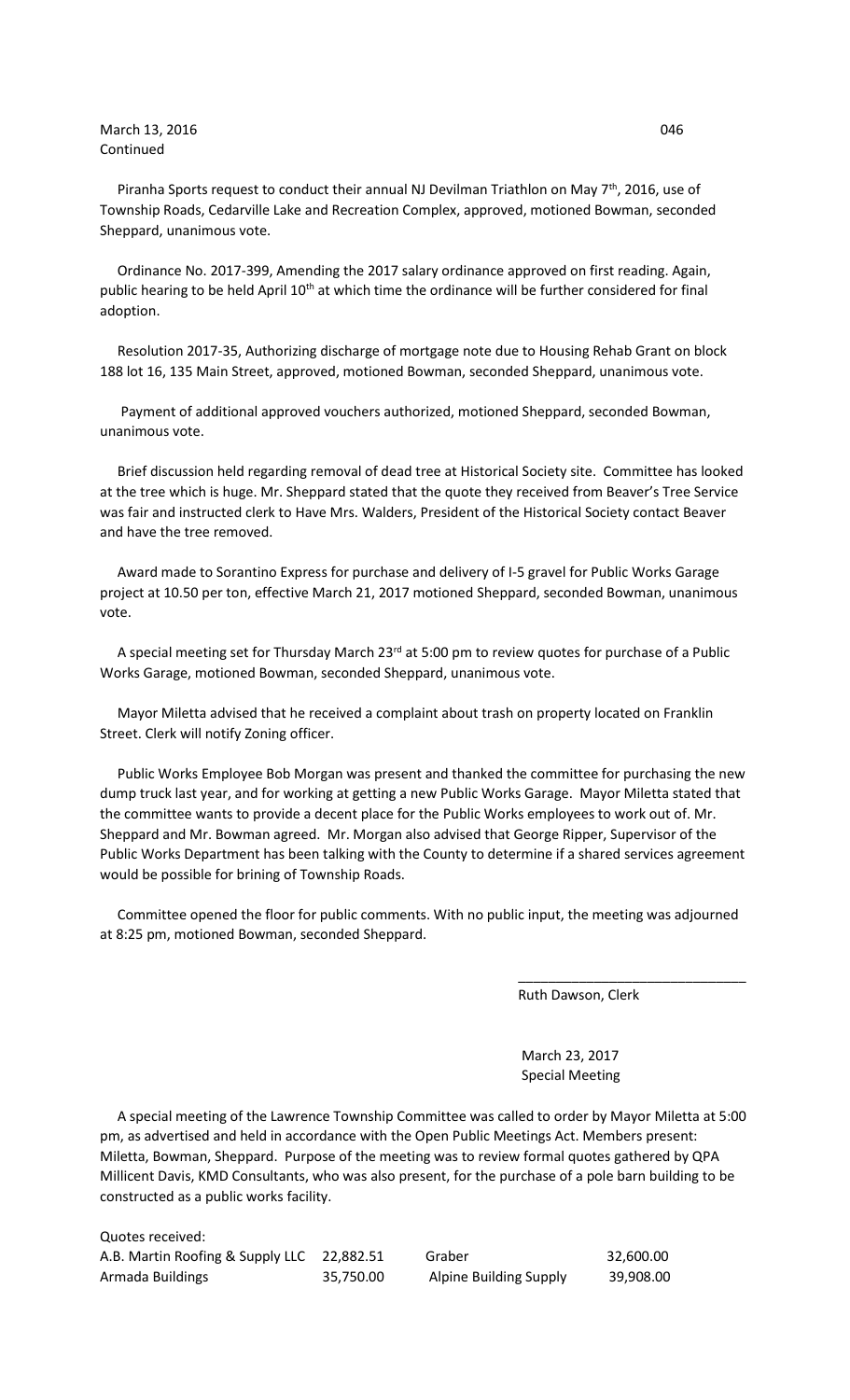March 13, 2016
Continued

Piranha Sports request to conduct their annual NJ Devilman Triathlon on May 7th, 2016, use of Township Roads, Cedarville Lake and Recreation Complex, approved, motioned Bowman, seconded Sheppard, unanimous vote.

Ordinance No. 2017-399, Amending the 2017 salary ordinance approved on first reading. Again, public hearing to be held April 10th at which time the ordinance will be further considered for final adoption.

Resolution 2017-35, Authorizing discharge of mortgage note due to Housing Rehab Grant on block 188 lot 16, 135 Main Street, approved, motioned Bowman, seconded Sheppard, unanimous vote.

Payment of additional approved vouchers authorized, motioned Sheppard, seconded Bowman, unanimous vote.

Brief discussion held regarding removal of dead tree at Historical Society site. Committee has looked at the tree which is huge. Mr. Sheppard stated that the quote they received from Beaver's Tree Service was fair and instructed clerk to Have Mrs. Walders, President of the Historical Society contact Beaver and have the tree removed.

Award made to Sorantino Express for purchase and delivery of I-5 gravel for Public Works Garage project at 10.50 per ton, effective March 21, 2017 motioned Sheppard, seconded Bowman, unanimous vote.

A special meeting set for Thursday March 23rd at 5:00 pm to review quotes for purchase of a Public Works Garage, motioned Bowman, seconded Sheppard, unanimous vote.

Mayor Miletta advised that he received a complaint about trash on property located on Franklin Street. Clerk will notify Zoning officer.

Public Works Employee Bob Morgan was present and thanked the committee for purchasing the new dump truck last year, and for working at getting a new Public Works Garage. Mayor Miletta stated that the committee wants to provide a decent place for the Public Works employees to work out of. Mr. Sheppard and Mr. Bowman agreed. Mr. Morgan also advised that George Ripper, Supervisor of the Public Works Department has been talking with the County to determine if a shared services agreement would be possible for brining of Township Roads.

Committee opened the floor for public comments. With no public input, the meeting was adjourned at 8:25 pm, motioned Bowman, seconded Sheppard.

______________________________

Ruth Dawson, Clerk

March 23, 2017
Special Meeting

A special meeting of the Lawrence Township Committee was called to order by Mayor Miletta at 5:00 pm, as advertised and held in accordance with the Open Public Meetings Act. Members present: Miletta, Bowman, Sheppard. Purpose of the meeting was to review formal quotes gathered by QPA Millicent Davis, KMD Consultants, who was also present, for the purchase of a pole barn building to be constructed as a public works facility.

Quotes received:

| | | | |
|---|---|---|---|
| A.B. Martin Roofing & Supply LLC | 22,882.51 | Graber | 32,600.00 |
| Armada Buildings | 35,750.00 | Alpine Building Supply | 39,908.00 |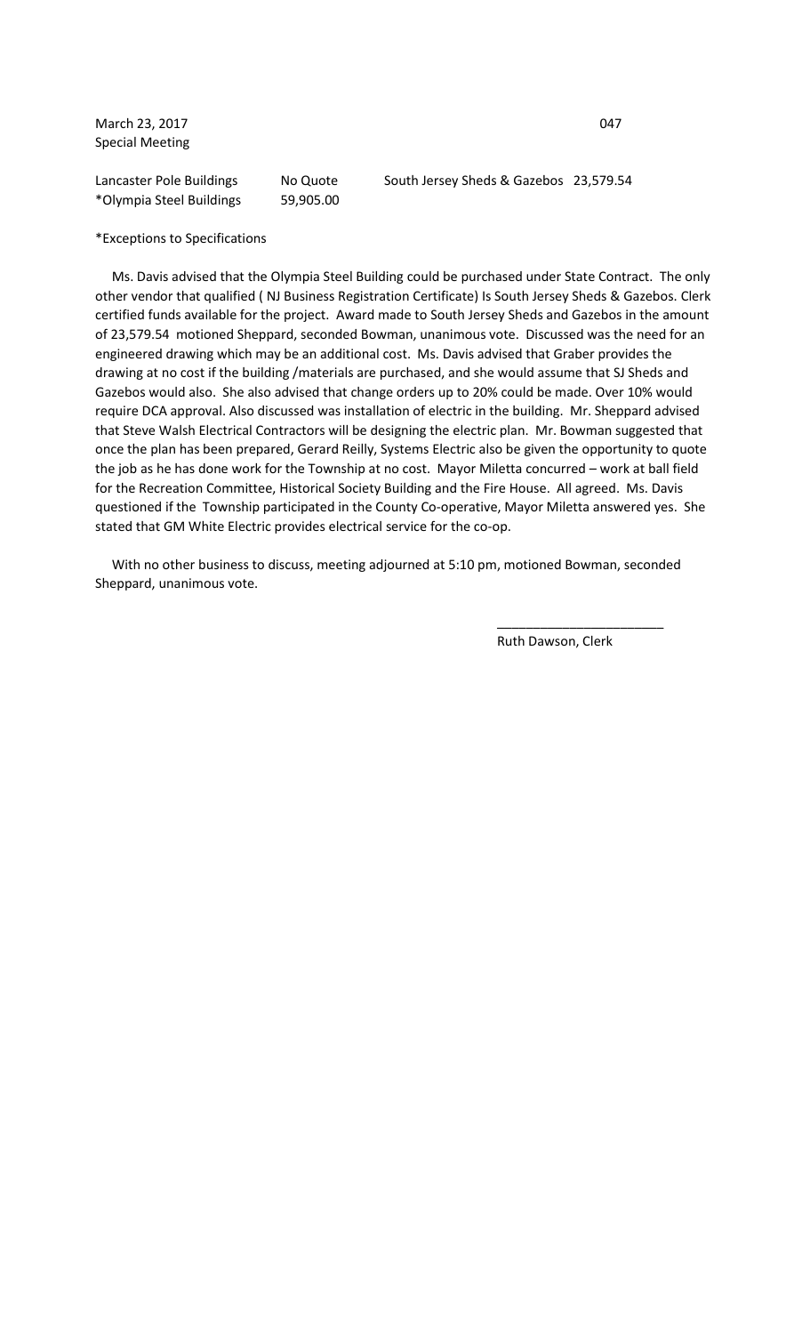March 23, 2017
Special Meeting

| | | | |
|---|---|---|---|
| Lancaster Pole Buildings | No Quote | South Jersey Sheds & Gazebos | 23,579.54 |
| *Olympia Steel Buildings | 59,905.00 | | |

*Exceptions to Specifications

Ms. Davis advised that the Olympia Steel Building could be purchased under State Contract. The only other vendor that qualified ( NJ Business Registration Certificate) Is South Jersey Sheds & Gazebos. Clerk certified funds available for the project. Award made to South Jersey Sheds and Gazebos in the amount of 23,579.54 motioned Sheppard, seconded Bowman, unanimous vote. Discussed was the need for an engineered drawing which may be an additional cost. Ms. Davis advised that Graber provides the drawing at no cost if the building /materials are purchased, and she would assume that SJ Sheds and Gazebos would also. She also advised that change orders up to 20% could be made. Over 10% would require DCA approval. Also discussed was installation of electric in the building. Mr. Sheppard advised that Steve Walsh Electrical Contractors will be designing the electric plan. Mr. Bowman suggested that once the plan has been prepared, Gerard Reilly, Systems Electric also be given the opportunity to quote the job as he has done work for the Township at no cost. Mayor Miletta concurred – work at ball field for the Recreation Committee, Historical Society Building and the Fire House. All agreed. Ms. Davis questioned if the Township participated in the County Co-operative, Mayor Miletta answered yes. She stated that GM White Electric provides electrical service for the co-op.

With no other business to discuss, meeting adjourned at 5:10 pm, motioned Bowman, seconded Sheppard, unanimous vote.

_______________________

Ruth Dawson, Clerk